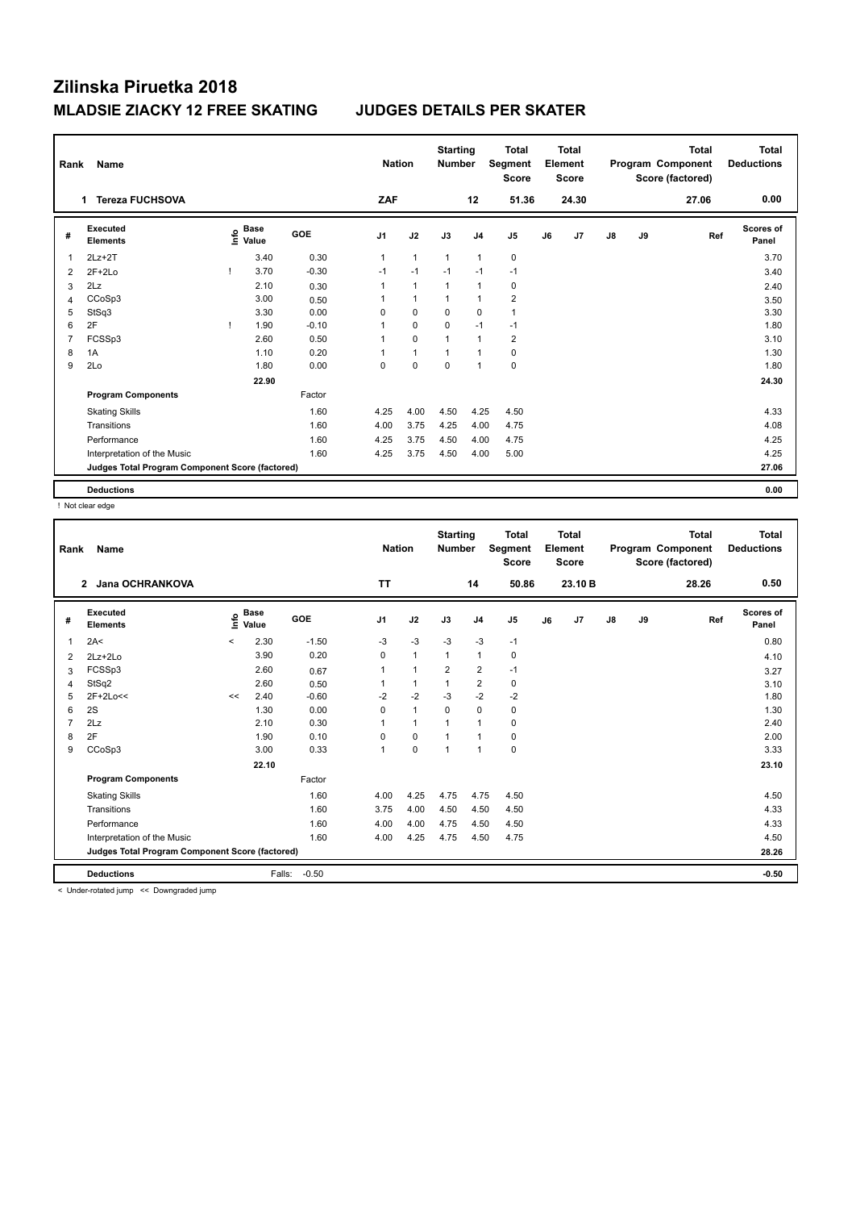# Zilinska Piruetka 2018

## MLADSIE ZIACKY 12 FREE SKATING JUDGES DETAILS PER SKATER

| Rank | Name | Nation | Starting Number | Total Segment Score | Total Element Score | Total Program Component Score (factored) | Total Deductions |
|---|---|---|---|---|---|---|---|
| 1 | Tereza FUCHSOVA | ZAF | 12 | 51.36 | 24.30 | 27.06 | 0.00 |

| # | Executed Elements | Info | Base Value | GOE | J1 | J2 | J3 | J4 | J5 | J6 | J7 | J8 | J9 | Ref | Scores of Panel |
|---|---|---|---|---|---|---|---|---|---|---|---|---|---|---|---|
| 1 | 2Lz+2T | | 3.40 | 0.30 | 1 | 1 | 1 | 1 | 0 | | | | | | 3.70 |
| 2 | 2F+2Lo | ! | 3.70 | -0.30 | -1 | -1 | -1 | -1 | -1 | | | | | | 3.40 |
| 3 | 2Lz | | 2.10 | 0.30 | 1 | 1 | 1 | 1 | 0 | | | | | | 2.40 |
| 4 | CCoSp3 | | 3.00 | 0.50 | 1 | 1 | 1 | 1 | 2 | | | | | | 3.50 |
| 5 | StSq3 | | 3.30 | 0.00 | 0 | 0 | 0 | 0 | 1 | | | | | | 3.30 |
| 6 | 2F | ! | 1.90 | -0.10 | 1 | 0 | 0 | -1 | -1 | | | | | | 1.80 |
| 7 | FCSSp3 | | 2.60 | 0.50 | 1 | 0 | 1 | 1 | 2 | | | | | | 3.10 |
| 8 | 1A | | 1.10 | 0.20 | 1 | 1 | 1 | 1 | 0 | | | | | | 1.30 |
| 9 | 2Lo | | 1.80 | 0.00 | 0 | 0 | 0 | 1 | 0 | | | | | | 1.80 |
| | | | 22.90 | | | | | | | | | | | | 24.30 |
| | **Program Components** | | | Factor | | | | | | | | | | | |
| | Skating Skills | | | 1.60 | 4.25 | 4.00 | 4.50 | 4.25 | 4.50 | | | | | | 4.33 |
| | Transitions | | | 1.60 | 4.00 | 3.75 | 4.25 | 4.00 | 4.75 | | | | | | 4.08 |
| | Performance | | | 1.60 | 4.25 | 3.75 | 4.50 | 4.00 | 4.75 | | | | | | 4.25 |
| | Interpretation of the Music | | | 1.60 | 4.25 | 3.75 | 4.50 | 4.00 | 5.00 | | | | | | 4.25 |
| | **Judges Total Program Component Score (factored)** | | | | | | | | | | | | | | 27.06 |
| | **Deductions** | | | | | | | | | | | | | | 0.00 |

! Not clear edge

| Rank | Name | Nation | Starting Number | Total Segment Score | Total Element Score | Total Program Component Score (factored) | Total Deductions |
|---|---|---|---|---|---|---|---|
| 2 | Jana OCHRANKOVA | TT | 14 | 50.86 | 23.10 B | 28.26 | 0.50 |

| # | Executed Elements | Info | Base Value | GOE | J1 | J2 | J3 | J4 | J5 | J6 | J7 | J8 | J9 | Ref | Scores of Panel |
|---|---|---|---|---|---|---|---|---|---|---|---|---|---|---|---|
| 1 | 2A< | < | 2.30 | -1.50 | -3 | -3 | -3 | -3 | -1 | | | | | | 0.80 |
| 2 | 2Lz+2Lo | | 3.90 | 0.20 | 0 | 1 | 1 | 1 | 0 | | | | | | 4.10 |
| 3 | FCSSp3 | | 2.60 | 0.67 | 1 | 1 | 2 | 2 | -1 | | | | | | 3.27 |
| 4 | StSq2 | | 2.60 | 0.50 | 1 | 1 | 1 | 2 | 0 | | | | | | 3.10 |
| 5 | 2F+2Lo<< | << | 2.40 | -0.60 | -2 | -2 | -3 | -2 | -2 | | | | | | 1.80 |
| 6 | 2S | | 1.30 | 0.00 | 0 | 1 | 0 | 0 | 0 | | | | | | 1.30 |
| 7 | 2Lz | | 2.10 | 0.30 | 1 | 1 | 1 | 1 | 0 | | | | | | 2.40 |
| 8 | 2F | | 1.90 | 0.10 | 0 | 0 | 1 | 1 | 0 | | | | | | 2.00 |
| 9 | CCoSp3 | | 3.00 | 0.33 | 1 | 0 | 1 | 1 | 0 | | | | | | 3.33 |
| | | | 22.10 | | | | | | | | | | | | 23.10 |
| | **Program Components** | | | Factor | | | | | | | | | | | |
| | Skating Skills | | | 1.60 | 4.00 | 4.25 | 4.75 | 4.75 | 4.50 | | | | | | 4.50 |
| | Transitions | | | 1.60 | 3.75 | 4.00 | 4.50 | 4.50 | 4.50 | | | | | | 4.33 |
| | Performance | | | 1.60 | 4.00 | 4.00 | 4.75 | 4.50 | 4.50 | | | | | | 4.33 |
| | Interpretation of the Music | | | 1.60 | 4.00 | 4.25 | 4.75 | 4.50 | 4.75 | | | | | | 4.50 |
| | **Judges Total Program Component Score (factored)** | | | | | | | | | | | | | | 28.26 |
| | **Deductions** | | Falls: | -0.50 | | | | | | | | | | | -0.50 |

< Under-rotated jump << Downgraded jump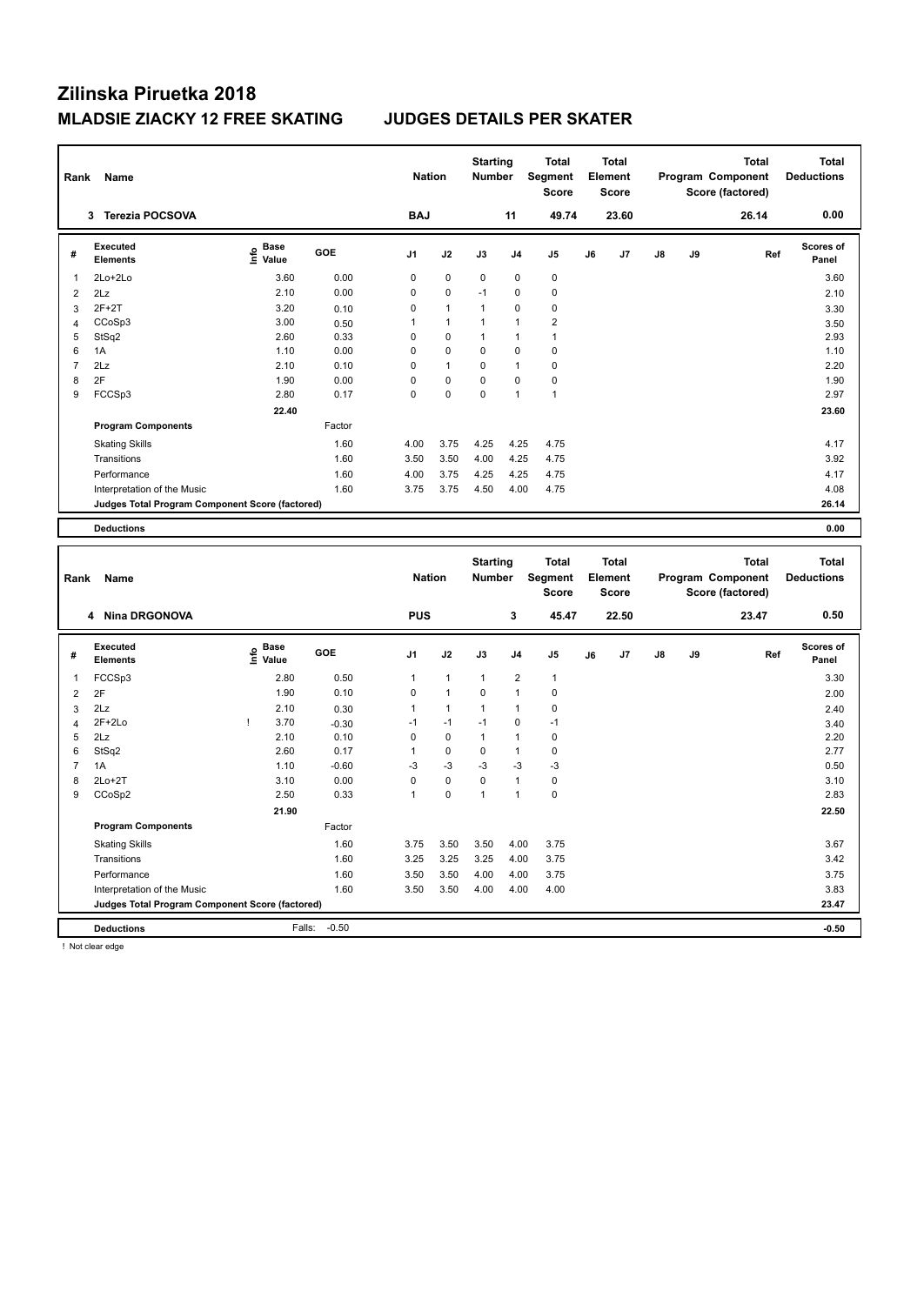# Zilinska Piruetka 2018

## MLADSIE ZIACKY 12 FREE SKATING JUDGES DETAILS PER SKATER

| Rank | Name | Nation | Starting Number | Total Segment Score | Total Element Score | Total Program Component Score (factored) | Total Deductions |
|---|---|---|---|---|---|---|---|
| 3 | Terezia POCSOVA | BAJ | 11 | 49.74 | 23.60 | 26.14 | 0.00 |

| # | Executed Elements | Info | Base Value | GOE | J1 | J2 | J3 | J4 | J5 | J6 | J7 | J8 | J9 | Ref | Scores of Panel |
|---|---|---|---|---|---|---|---|---|---|---|---|---|---|---|---|
| 1 | 2Lo+2Lo | | 3.60 | 0.00 | 0 | 0 | 0 | 0 | 0 | | | | | | 3.60 |
| 2 | 2Lz | | 2.10 | 0.00 | 0 | 0 | -1 | 0 | 0 | | | | | | 2.10 |
| 3 | 2F+2T | | 3.20 | 0.10 | 0 | 1 | 1 | 0 | 0 | | | | | | 3.30 |
| 4 | CCoSp3 | | 3.00 | 0.50 | 1 | 1 | 1 | 1 | 2 | | | | | | 3.50 |
| 5 | StSq2 | | 2.60 | 0.33 | 0 | 0 | 1 | 1 | 1 | | | | | | 2.93 |
| 6 | 1A | | 1.10 | 0.00 | 0 | 0 | 0 | 0 | 0 | | | | | | 1.10 |
| 7 | 2Lz | | 2.10 | 0.10 | 0 | 1 | 0 | 1 | 0 | | | | | | 2.20 |
| 8 | 2F | | 1.90 | 0.00 | 0 | 0 | 0 | 0 | 0 | | | | | | 1.90 |
| 9 | FCCSp3 | | 2.80 | 0.17 | 0 | 0 | 0 | 1 | 1 | | | | | | 2.97 |
| | | | 22.40 | | | | | | | | | | | | 23.60 |
| | **Program Components** | | | Factor | | | | | | | | | | | |
| | Skating Skills | | | 1.60 | 4.00 | 3.75 | 4.25 | 4.25 | 4.75 | | | | | | 4.17 |
| | Transitions | | | 1.60 | 3.50 | 3.50 | 4.00 | 4.25 | 4.75 | | | | | | 3.92 |
| | Performance | | | 1.60 | 4.00 | 3.75 | 4.25 | 4.25 | 4.75 | | | | | | 4.17 |
| | Interpretation of the Music | | | 1.60 | 3.75 | 3.75 | 4.50 | 4.00 | 4.75 | | | | | | 4.08 |
| | **Judges Total Program Component Score (factored)** | | | | | | | | | | | | | | 26.14 |
| | **Deductions** | | | | | | | | | | | | | | 0.00 |

| Rank | Name | Nation | Starting Number | Total Segment Score | Total Element Score | Total Program Component Score (factored) | Total Deductions |
|---|---|---|---|---|---|---|---|
| 4 | Nina DRGONOVA | PUS | 3 | 45.47 | 22.50 | 23.47 | 0.50 |

| # | Executed Elements | Info | Base Value | GOE | J1 | J2 | J3 | J4 | J5 | J6 | J7 | J8 | J9 | Ref | Scores of Panel |
|---|---|---|---|---|---|---|---|---|---|---|---|---|---|---|---|
| 1 | FCCSp3 | | 2.80 | 0.50 | 1 | 1 | 1 | 2 | 1 | | | | | | 3.30 |
| 2 | 2F | | 1.90 | 0.10 | 0 | 1 | 0 | 1 | 0 | | | | | | 2.00 |
| 3 | 2Lz | | 2.10 | 0.30 | 1 | 1 | 1 | 1 | 0 | | | | | | 2.40 |
| 4 | 2F+2Lo | ! | 3.70 | -0.30 | -1 | -1 | -1 | 0 | -1 | | | | | | 3.40 |
| 5 | 2Lz | | 2.10 | 0.10 | 0 | 0 | 1 | 1 | 0 | | | | | | 2.20 |
| 6 | StSq2 | | 2.60 | 0.17 | 1 | 0 | 0 | 1 | 0 | | | | | | 2.77 |
| 7 | 1A | | 1.10 | -0.60 | -3 | -3 | -3 | -3 | -3 | | | | | | 0.50 |
| 8 | 2Lo+2T | | 3.10 | 0.00 | 0 | 0 | 0 | 1 | 0 | | | | | | 3.10 |
| 9 | CCoSp2 | | 2.50 | 0.33 | 1 | 0 | 1 | 1 | 0 | | | | | | 2.83 |
| | | | 21.90 | | | | | | | | | | | | 22.50 |
| | **Program Components** | | | Factor | | | | | | | | | | | |
| | Skating Skills | | | 1.60 | 3.75 | 3.50 | 3.50 | 4.00 | 3.75 | | | | | | 3.67 |
| | Transitions | | | 1.60 | 3.25 | 3.25 | 3.25 | 4.00 | 3.75 | | | | | | 3.42 |
| | Performance | | | 1.60 | 3.50 | 3.50 | 4.00 | 4.00 | 3.75 | | | | | | 3.75 |
| | Interpretation of the Music | | | 1.60 | 3.50 | 3.50 | 4.00 | 4.00 | 4.00 | | | | | | 3.83 |
| | **Judges Total Program Component Score (factored)** | | | | | | | | | | | | | | 23.47 |
| | **Deductions** | | | Falls: -0.50 | | | | | | | | | | | -0.50 |

! Not clear edge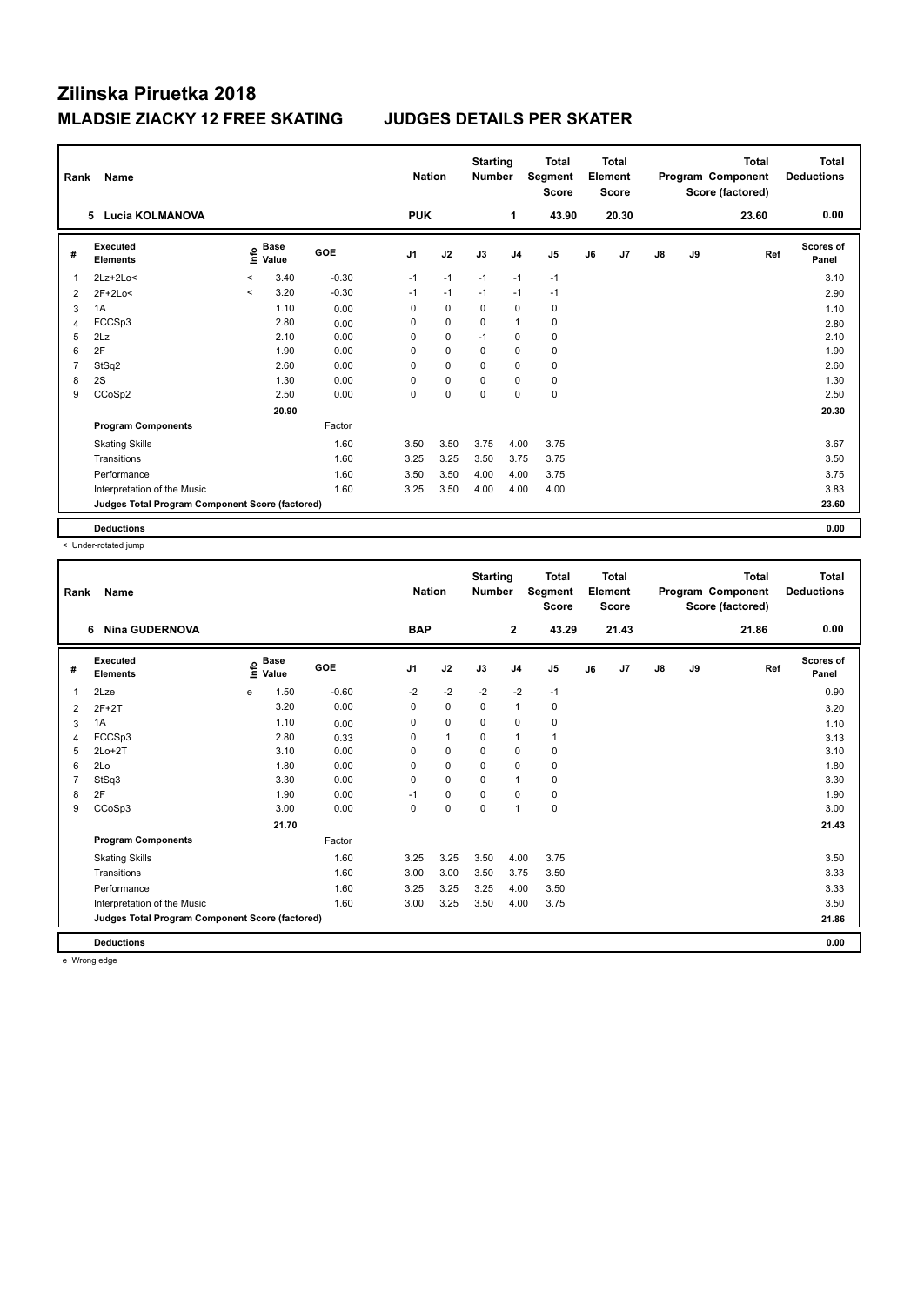# Zilinska Piruetka 2018

## MLADSIE ZIACKY 12 FREE SKATING    JUDGES DETAILS PER SKATER

| Rank | Name | Nation | Starting Number | Total Segment Score | Total Element Score | Total Program Component Score (factored) | Total Deductions |
|---|---|---|---|---|---|---|---|
| 5 | Lucia KOLMANOVA | PUK | 1 | 43.90 | 20.30 | 23.60 | 0.00 |

| # | Executed Elements | Info | Base Value | GOE | J1 | J2 | J3 | J4 | J5 | J6 | J7 | J8 | J9 | Ref | Scores of Panel |
|---|---|---|---|---|---|---|---|---|---|---|---|---|---|---|---|
| 1 | 2Lz+2Lo< | < | 3.40 | -0.30 | -1 | -1 | -1 | -1 | -1 | | | | | | 3.10 |
| 2 | 2F+2Lo< | < | 3.20 | -0.30 | -1 | -1 | -1 | -1 | -1 | | | | | | 2.90 |
| 3 | 1A | | 1.10 | 0.00 | 0 | 0 | 0 | 0 | 0 | | | | | | 1.10 |
| 4 | FCCSp3 | | 2.80 | 0.00 | 0 | 0 | 0 | 1 | 0 | | | | | | 2.80 |
| 5 | 2Lz | | 2.10 | 0.00 | 0 | 0 | -1 | 0 | 0 | | | | | | 2.10 |
| 6 | 2F | | 1.90 | 0.00 | 0 | 0 | 0 | 0 | 0 | | | | | | 1.90 |
| 7 | StSq2 | | 2.60 | 0.00 | 0 | 0 | 0 | 0 | 0 | | | | | | 2.60 |
| 8 | 2S | | 1.30 | 0.00 | 0 | 0 | 0 | 0 | 0 | | | | | | 1.30 |
| 9 | CCoSp2 | | 2.50 | 0.00 | 0 | 0 | 0 | 0 | 0 | | | | | | 2.50 |
| | | | 20.90 | | | | | | | | | | | | 20.30 |
| | **Program Components** | | | Factor | | | | | | | | | | | |
| | Skating Skills | | | 1.60 | 3.50 | 3.50 | 3.75 | 4.00 | 3.75 | | | | | | 3.67 |
| | Transitions | | | 1.60 | 3.25 | 3.25 | 3.50 | 3.75 | 3.75 | | | | | | 3.50 |
| | Performance | | | 1.60 | 3.50 | 3.50 | 4.00 | 4.00 | 3.75 | | | | | | 3.75 |
| | Interpretation of the Music | | | 1.60 | 3.25 | 3.50 | 4.00 | 4.00 | 4.00 | | | | | | 3.83 |
| | **Judges Total Program Component Score (factored)** | | | | | | | | | | | | | | 23.60 |
| | **Deductions** | | | | | | | | | | | | | | 0.00 |

< Under-rotated jump

| Rank | Name | Nation | Starting Number | Total Segment Score | Total Element Score | Total Program Component Score (factored) | Total Deductions |
|---|---|---|---|---|---|---|---|
| 6 | Nina GUDERNOVA | BAP | 2 | 43.29 | 21.43 | 21.86 | 0.00 |

| # | Executed Elements | Info | Base Value | GOE | J1 | J2 | J3 | J4 | J5 | J6 | J7 | J8 | J9 | Ref | Scores of Panel |
|---|---|---|---|---|---|---|---|---|---|---|---|---|---|---|---|
| 1 | 2Lze | e | 1.50 | -0.60 | -2 | -2 | -2 | -2 | -1 | | | | | | 0.90 |
| 2 | 2F+2T | | 3.20 | 0.00 | 0 | 0 | 0 | 1 | 0 | | | | | | 3.20 |
| 3 | 1A | | 1.10 | 0.00 | 0 | 0 | 0 | 0 | 0 | | | | | | 1.10 |
| 4 | FCCSp3 | | 2.80 | 0.33 | 0 | 1 | 0 | 1 | 1 | | | | | | 3.13 |
| 5 | 2Lo+2T | | 3.10 | 0.00 | 0 | 0 | 0 | 0 | 0 | | | | | | 3.10 |
| 6 | 2Lo | | 1.80 | 0.00 | 0 | 0 | 0 | 0 | 0 | | | | | | 1.80 |
| 7 | StSq3 | | 3.30 | 0.00 | 0 | 0 | 0 | 1 | 0 | | | | | | 3.30 |
| 8 | 2F | | 1.90 | 0.00 | -1 | 0 | 0 | 0 | 0 | | | | | | 1.90 |
| 9 | CCoSp3 | | 3.00 | 0.00 | 0 | 0 | 0 | 1 | 0 | | | | | | 3.00 |
| | | | 21.70 | | | | | | | | | | | | 21.43 |
| | **Program Components** | | | Factor | | | | | | | | | | | |
| | Skating Skills | | | 1.60 | 3.25 | 3.25 | 3.50 | 4.00 | 3.75 | | | | | | 3.50 |
| | Transitions | | | 1.60 | 3.00 | 3.00 | 3.50 | 3.75 | 3.50 | | | | | | 3.33 |
| | Performance | | | 1.60 | 3.25 | 3.25 | 3.25 | 4.00 | 3.50 | | | | | | 3.33 |
| | Interpretation of the Music | | | 1.60 | 3.00 | 3.25 | 3.50 | 4.00 | 3.75 | | | | | | 3.50 |
| | **Judges Total Program Component Score (factored)** | | | | | | | | | | | | | | 21.86 |
| | **Deductions** | | | | | | | | | | | | | | 0.00 |

e Wrong edge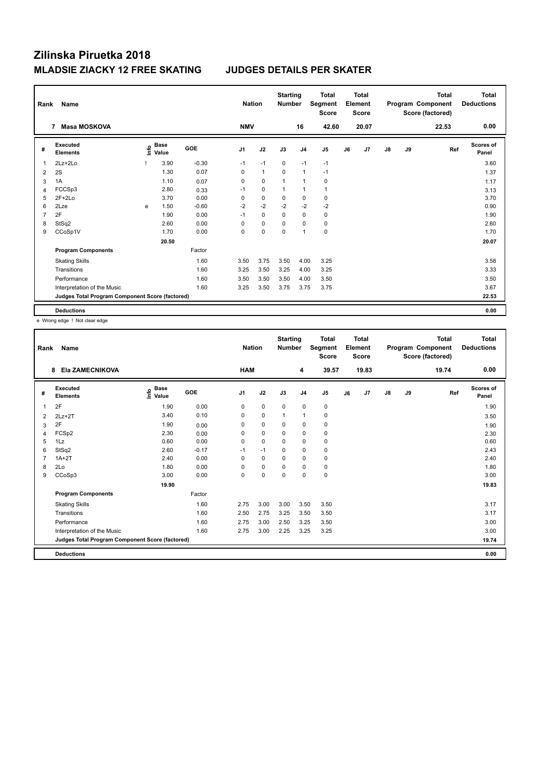# Zilinska Piruetka 2018

## MLADSIE ZIACKY 12 FREE SKATING JUDGES DETAILS PER SKATER

| Rank | Name | Nation | Starting Number | Total Segment Score | Total Element Score | Total Program Component Score (factored) | Total Deductions |
|---|---|---|---|---|---|---|---|
| 7 | Masa MOSKOVA | NMV | 16 | 42.60 | 20.07 | 22.53 | 0.00 |

| # | Executed Elements | Info | Base Value | GOE | J1 | J2 | J3 | J4 | J5 | J6 | J7 | J8 | J9 | Ref | Scores of Panel |
|---|---|---|---|---|---|---|---|---|---|---|---|---|---|---|---|
| 1 | 2Lz+2Lo | ! | 3.90 | -0.30 | -1 | -1 | 0 | -1 | -1 | | | | | | 3.60 |
| 2 | 2S | | 1.30 | 0.07 | 0 | 1 | 0 | 1 | -1 | | | | | | 1.37 |
| 3 | 1A | | 1.10 | 0.07 | 0 | 0 | 1 | 1 | 0 | | | | | | 1.17 |
| 4 | FCCSp3 | | 2.80 | 0.33 | -1 | 0 | 1 | 1 | 1 | | | | | | 3.13 |
| 5 | 2F+2Lo | | 3.70 | 0.00 | 0 | 0 | 0 | 0 | 0 | | | | | | 3.70 |
| 6 | 2Lze | e | 1.50 | -0.60 | -2 | -2 | -2 | -2 | -2 | | | | | | 0.90 |
| 7 | 2F | | 1.90 | 0.00 | -1 | 0 | 0 | 0 | 0 | | | | | | 1.90 |
| 8 | StSq2 | | 2.60 | 0.00 | 0 | 0 | 0 | 0 | 0 | | | | | | 2.60 |
| 9 | CCoSp1V | | 1.70 | 0.00 | 0 | 0 | 0 | 1 | 0 | | | | | | 1.70 |
| | | | 20.50 | | | | | | | | | | | | 20.07 |
| | **Program Components** | | | Factor | | | | | | | | | | | |
| | Skating Skills | | | 1.60 | 3.50 | 3.75 | 3.50 | 4.00 | 3.25 | | | | | | 3.58 |
| | Transitions | | | 1.60 | 3.25 | 3.50 | 3.25 | 4.00 | 3.25 | | | | | | 3.33 |
| | Performance | | | 1.60 | 3.50 | 3.50 | 3.50 | 4.00 | 3.50 | | | | | | 3.50 |
| | Interpretation of the Music | | | 1.60 | 3.25 | 3.50 | 3.75 | 3.75 | 3.75 | | | | | | 3.67 |
| | **Judges Total Program Component Score (factored)** | | | | | | | | | | | | | | 22.53 |
| | **Deductions** | | | | | | | | | | | | | | 0.00 |

e Wrong edge ! Not clear edge

| Rank | Name | Nation | Starting Number | Total Segment Score | Total Element Score | Total Program Component Score (factored) | Total Deductions |
|---|---|---|---|---|---|---|---|
| 8 | Ela ZAMECNIKOVA | HAM | 4 | 39.57 | 19.83 | 19.74 | 0.00 |

| # | Executed Elements | Info | Base Value | GOE | J1 | J2 | J3 | J4 | J5 | J6 | J7 | J8 | J9 | Ref | Scores of Panel |
|---|---|---|---|---|---|---|---|---|---|---|---|---|---|---|---|
| 1 | 2F | | 1.90 | 0.00 | 0 | 0 | 0 | 0 | 0 | | | | | | 1.90 |
| 2 | 2Lz+2T | | 3.40 | 0.10 | 0 | 0 | 1 | 1 | 0 | | | | | | 3.50 |
| 3 | 2F | | 1.90 | 0.00 | 0 | 0 | 0 | 0 | 0 | | | | | | 1.90 |
| 4 | FCSp2 | | 2.30 | 0.00 | 0 | 0 | 0 | 0 | 0 | | | | | | 2.30 |
| 5 | 1Lz | | 0.60 | 0.00 | 0 | 0 | 0 | 0 | 0 | | | | | | 0.60 |
| 6 | StSq2 | | 2.60 | -0.17 | -1 | -1 | 0 | 0 | 0 | | | | | | 2.43 |
| 7 | 1A+2T | | 2.40 | 0.00 | 0 | 0 | 0 | 0 | 0 | | | | | | 2.40 |
| 8 | 2Lo | | 1.80 | 0.00 | 0 | 0 | 0 | 0 | 0 | | | | | | 1.80 |
| 9 | CCoSp3 | | 3.00 | 0.00 | 0 | 0 | 0 | 0 | 0 | | | | | | 3.00 |
| | | | 19.90 | | | | | | | | | | | | 19.83 |
| | **Program Components** | | | Factor | | | | | | | | | | | |
| | Skating Skills | | | 1.60 | 2.75 | 3.00 | 3.00 | 3.50 | 3.50 | | | | | | 3.17 |
| | Transitions | | | 1.60 | 2.50 | 2.75 | 3.25 | 3.50 | 3.50 | | | | | | 3.17 |
| | Performance | | | 1.60 | 2.75 | 3.00 | 2.50 | 3.25 | 3.50 | | | | | | 3.00 |
| | Interpretation of the Music | | | 1.60 | 2.75 | 3.00 | 2.25 | 3.25 | 3.25 | | | | | | 3.00 |
| | **Judges Total Program Component Score (factored)** | | | | | | | | | | | | | | 19.74 |
| | **Deductions** | | | | | | | | | | | | | | 0.00 |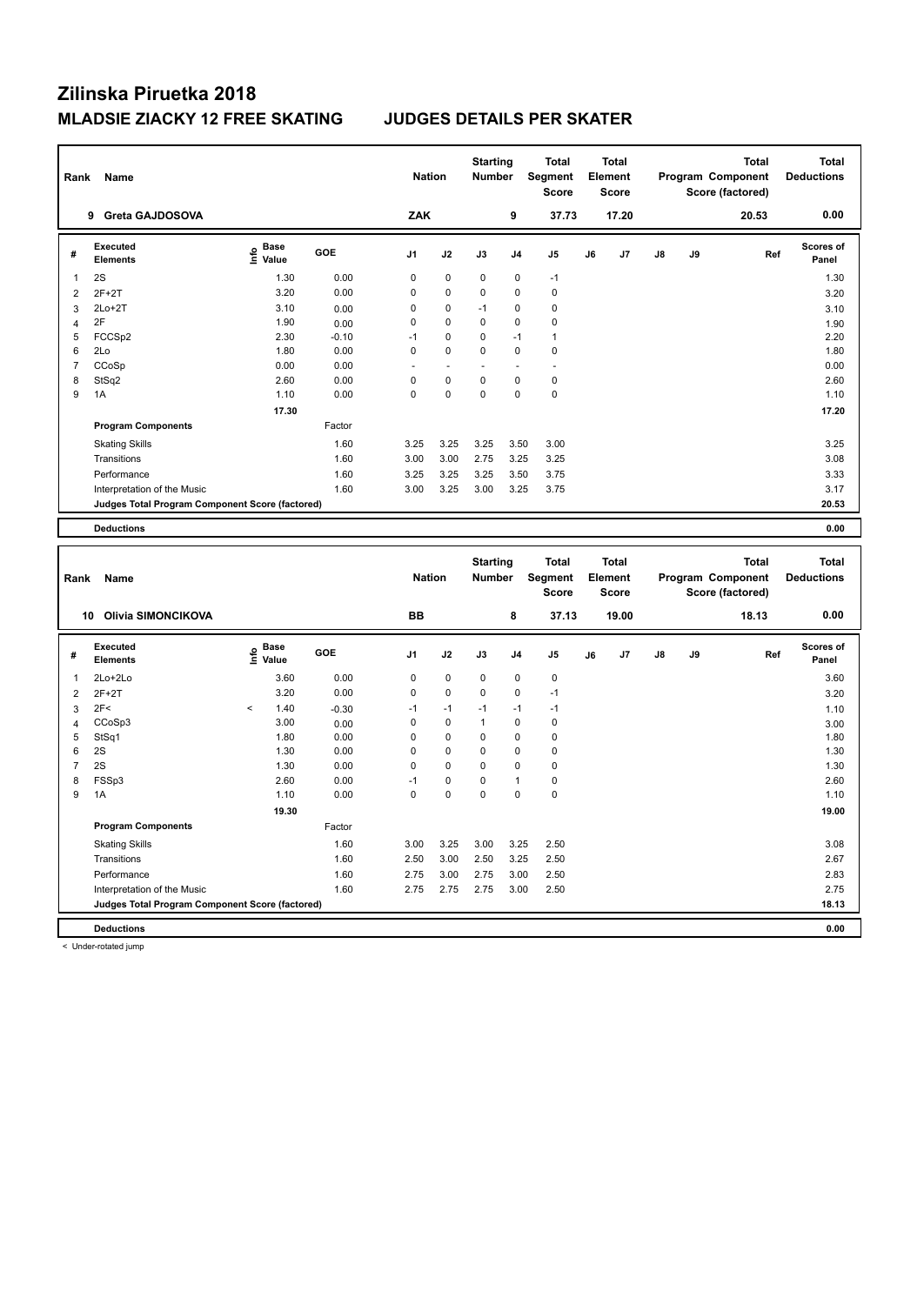# Zilinska Piruetka 2018

## MLADSIE ZIACKY 12 FREE SKATING JUDGES DETAILS PER SKATER

| Rank | Name | Nation | Starting Number | Total Segment Score | Total Element Score | Total Program Component Score (factored) | Total Deductions |
|---|---|---|---|---|---|---|---|
| 9 | Greta GAJDOSOVA | ZAK | 9 | 37.73 | 17.20 | 20.53 | 0.00 |

| # | Executed Elements | Info | Base Value | GOE | J1 | J2 | J3 | J4 | J5 | J6 | J7 | J8 | J9 | Ref | Scores of Panel |
|---|---|---|---|---|---|---|---|---|---|---|---|---|---|---|---|
| 1 | 2S | | 1.30 | 0.00 | 0 | 0 | 0 | 0 | -1 | | | | | | 1.30 |
| 2 | 2F+2T | | 3.20 | 0.00 | 0 | 0 | 0 | 0 | 0 | | | | | | 3.20 |
| 3 | 2Lo+2T | | 3.10 | 0.00 | 0 | 0 | -1 | 0 | 0 | | | | | | 3.10 |
| 4 | 2F | | 1.90 | 0.00 | 0 | 0 | 0 | 0 | 0 | | | | | | 1.90 |
| 5 | FCCSp2 | | 2.30 | -0.10 | -1 | 0 | 0 | -1 | 1 | | | | | | 2.20 |
| 6 | 2Lo | | 1.80 | 0.00 | 0 | 0 | 0 | 0 | 0 | | | | | | 1.80 |
| 7 | CCoSp | | 0.00 | 0.00 | - | - | - | - | - | | | | | | 0.00 |
| 8 | StSq2 | | 2.60 | 0.00 | 0 | 0 | 0 | 0 | 0 | | | | | | 2.60 |
| 9 | 1A | | 1.10 | 0.00 | 0 | 0 | 0 | 0 | 0 | | | | | | 1.10 |
| | | | 17.30 | | | | | | | | | | | | 17.20 |
| | **Program Components** | | | Factor | | | | | | | | | | | |
| | Skating Skills | | | 1.60 | 3.25 | 3.25 | 3.25 | 3.50 | 3.00 | | | | | | 3.25 |
| | Transitions | | | 1.60 | 3.00 | 3.00 | 2.75 | 3.25 | 3.25 | | | | | | 3.08 |
| | Performance | | | 1.60 | 3.25 | 3.25 | 3.25 | 3.50 | 3.75 | | | | | | 3.33 |
| | Interpretation of the Music | | | 1.60 | 3.00 | 3.25 | 3.00 | 3.25 | 3.75 | | | | | | 3.17 |
| | **Judges Total Program Component Score (factored)** | | | | | | | | | | | | | | 20.53 |
| | **Deductions** | | | | | | | | | | | | | | 0.00 |

| Rank | Name | Nation | Starting Number | Total Segment Score | Total Element Score | Total Program Component Score (factored) | Total Deductions |
|---|---|---|---|---|---|---|---|
| 10 | Olivia SIMONCIKOVA | BB | 8 | 37.13 | 19.00 | 18.13 | 0.00 |

| # | Executed Elements | Info | Base Value | GOE | J1 | J2 | J3 | J4 | J5 | J6 | J7 | J8 | J9 | Ref | Scores of Panel |
|---|---|---|---|---|---|---|---|---|---|---|---|---|---|---|---|
| 1 | 2Lo+2Lo | | 3.60 | 0.00 | 0 | 0 | 0 | 0 | 0 | | | | | | 3.60 |
| 2 | 2F+2T | | 3.20 | 0.00 | 0 | 0 | 0 | 0 | -1 | | | | | | 3.20 |
| 3 | 2F< | < | 1.40 | -0.30 | -1 | -1 | -1 | -1 | -1 | | | | | | 1.10 |
| 4 | CCoSp3 | | 3.00 | 0.00 | 0 | 0 | 1 | 0 | 0 | | | | | | 3.00 |
| 5 | StSq1 | | 1.80 | 0.00 | 0 | 0 | 0 | 0 | 0 | | | | | | 1.80 |
| 6 | 2S | | 1.30 | 0.00 | 0 | 0 | 0 | 0 | 0 | | | | | | 1.30 |
| 7 | 2S | | 1.30 | 0.00 | 0 | 0 | 0 | 0 | 0 | | | | | | 1.30 |
| 8 | FSSp3 | | 2.60 | 0.00 | -1 | 0 | 0 | 1 | 0 | | | | | | 2.60 |
| 9 | 1A | | 1.10 | 0.00 | 0 | 0 | 0 | 0 | 0 | | | | | | 1.10 |
| | | | 19.30 | | | | | | | | | | | | 19.00 |
| | **Program Components** | | | Factor | | | | | | | | | | | |
| | Skating Skills | | | 1.60 | 3.00 | 3.25 | 3.00 | 3.25 | 2.50 | | | | | | 3.08 |
| | Transitions | | | 1.60 | 2.50 | 3.00 | 2.50 | 3.25 | 2.50 | | | | | | 2.67 |
| | Performance | | | 1.60 | 2.75 | 3.00 | 2.75 | 3.00 | 2.50 | | | | | | 2.83 |
| | Interpretation of the Music | | | 1.60 | 2.75 | 2.75 | 2.75 | 3.00 | 2.50 | | | | | | 2.75 |
| | **Judges Total Program Component Score (factored)** | | | | | | | | | | | | | | 18.13 |
| | **Deductions** | | | | | | | | | | | | | | 0.00 |

< Under-rotated jump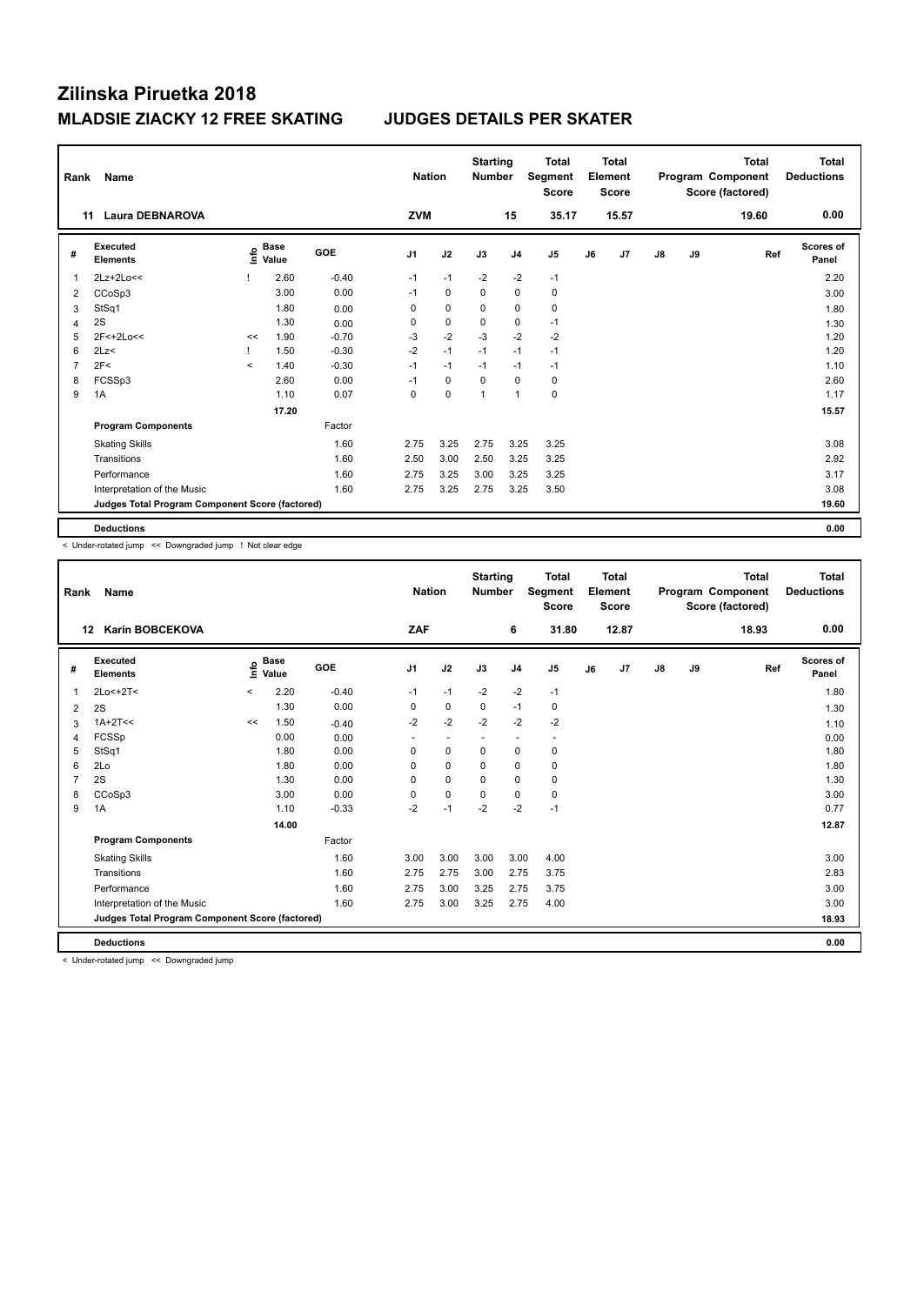# Zilinska Piruetka 2018

## MLADSIE ZIACKY 12 FREE SKATING JUDGES DETAILS PER SKATER

| Rank | Name | Nation | Starting Number | Total Segment Score | Total Element Score | Total Program Component Score (factored) | Total Deductions |
|---|---|---|---|---|---|---|---|
| 11 | Laura DEBNAROVA | ZVM | 15 | 35.17 | 15.57 | 19.60 | 0.00 |

| # | Executed Elements | Info | Base Value | GOE | J1 | J2 | J3 | J4 | J5 | J6 | J7 | J8 | J9 | Ref | Scores of Panel |
|---|---|---|---|---|---|---|---|---|---|---|---|---|---|---|---|
| 1 | 2Lz+2Lo<< | ! | 2.60 | -0.40 | -1 | -1 | -2 | -2 | -1 | | | | | | 2.20 |
| 2 | CCoSp3 | | 3.00 | 0.00 | -1 | 0 | 0 | 0 | 0 | | | | | | 3.00 |
| 3 | StSq1 | | 1.80 | 0.00 | 0 | 0 | 0 | 0 | 0 | | | | | | 1.80 |
| 4 | 2S | | 1.30 | 0.00 | 0 | 0 | 0 | 0 | -1 | | | | | | 1.30 |
| 5 | 2F<+2Lo<< | << | 1.90 | -0.70 | -3 | -2 | -3 | -2 | -2 | | | | | | 1.20 |
| 6 | 2Lz< | ! | 1.50 | -0.30 | -2 | -1 | -1 | -1 | -1 | | | | | | 1.20 |
| 7 | 2F< | < | 1.40 | -0.30 | -1 | -1 | -1 | -1 | -1 | | | | | | 1.10 |
| 8 | FCSSp3 | | 2.60 | 0.00 | -1 | 0 | 0 | 0 | 0 | | | | | | 2.60 |
| 9 | 1A | | 1.10 | 0.07 | 0 | 0 | 1 | 1 | 0 | | | | | | 1.17 |
| | | | 17.20 | | | | | | | | | | | | 15.57 |
| | **Program Components** | | | Factor | | | | | | | | | | | |
| | Skating Skills | | | 1.60 | 2.75 | 3.25 | 2.75 | 3.25 | 3.25 | | | | | | 3.08 |
| | Transitions | | | 1.60 | 2.50 | 3.00 | 2.50 | 3.25 | 3.25 | | | | | | 2.92 |
| | Performance | | | 1.60 | 2.75 | 3.25 | 3.00 | 3.25 | 3.25 | | | | | | 3.17 |
| | Interpretation of the Music | | | 1.60 | 2.75 | 3.25 | 2.75 | 3.25 | 3.50 | | | | | | 3.08 |
| | **Judges Total Program Component Score (factored)** | | | | | | | | | | | | | | 19.60 |
| | **Deductions** | | | | | | | | | | | | | | 0.00 |

< Under-rotated jump << Downgraded jump ! Not clear edge

| Rank | Name | Nation | Starting Number | Total Segment Score | Total Element Score | Total Program Component Score (factored) | Total Deductions |
|---|---|---|---|---|---|---|---|
| 12 | Karin BOBCEKOVA | ZAF | 6 | 31.80 | 12.87 | 18.93 | 0.00 |

| # | Executed Elements | Info | Base Value | GOE | J1 | J2 | J3 | J4 | J5 | J6 | J7 | J8 | J9 | Ref | Scores of Panel |
|---|---|---|---|---|---|---|---|---|---|---|---|---|---|---|---|
| 1 | 2Lo<+2T< | < | 2.20 | -0.40 | -1 | -1 | -2 | -2 | -1 | | | | | | 1.80 |
| 2 | 2S | | 1.30 | 0.00 | 0 | 0 | 0 | -1 | 0 | | | | | | 1.30 |
| 3 | 1A+2T<< | << | 1.50 | -0.40 | -2 | -2 | -2 | -2 | -2 | | | | | | 1.10 |
| 4 | FCSSp | | 0.00 | 0.00 | - | - | - | - | - | | | | | | 0.00 |
| 5 | StSq1 | | 1.80 | 0.00 | 0 | 0 | 0 | 0 | 0 | | | | | | 1.80 |
| 6 | 2Lo | | 1.80 | 0.00 | 0 | 0 | 0 | 0 | 0 | | | | | | 1.80 |
| 7 | 2S | | 1.30 | 0.00 | 0 | 0 | 0 | 0 | 0 | | | | | | 1.30 |
| 8 | CCoSp3 | | 3.00 | 0.00 | 0 | 0 | 0 | 0 | 0 | | | | | | 3.00 |
| 9 | 1A | | 1.10 | -0.33 | -2 | -1 | -2 | -2 | -1 | | | | | | 0.77 |
| | | | 14.00 | | | | | | | | | | | | 12.87 |
| | **Program Components** | | | Factor | | | | | | | | | | | |
| | Skating Skills | | | 1.60 | 3.00 | 3.00 | 3.00 | 3.00 | 4.00 | | | | | | 3.00 |
| | Transitions | | | 1.60 | 2.75 | 2.75 | 3.00 | 2.75 | 3.75 | | | | | | 2.83 |
| | Performance | | | 1.60 | 2.75 | 3.00 | 3.25 | 2.75 | 3.75 | | | | | | 3.00 |
| | Interpretation of the Music | | | 1.60 | 2.75 | 3.00 | 3.25 | 2.75 | 4.00 | | | | | | 3.00 |
| | **Judges Total Program Component Score (factored)** | | | | | | | | | | | | | | 18.93 |
| | **Deductions** | | | | | | | | | | | | | | 0.00 |

< Under-rotated jump << Downgraded jump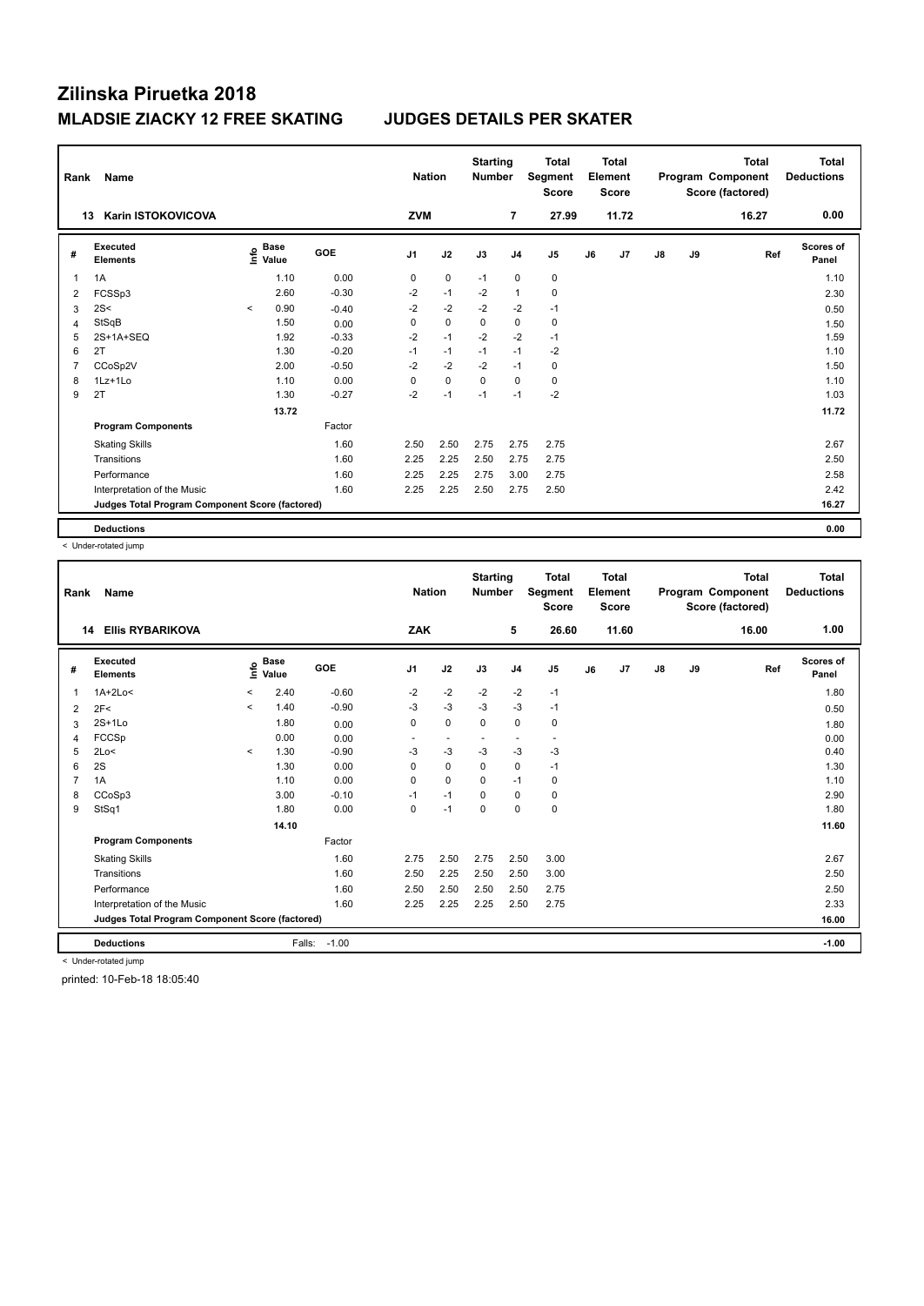# Zilinska Piruetka 2018

## MLADSIE ZIACKY 12 FREE SKATING JUDGES DETAILS PER SKATER

| Rank | Name | Nation | Starting Number | Total Segment Score | Total Element Score | Total Program Component Score (factored) | Total Deductions |
|---|---|---|---|---|---|---|---|
| 13 | Karin ISTOKOVICOVA | ZVM | 7 | 27.99 | 11.72 | 16.27 | 0.00 |

| # | Executed Elements | Info | Base Value | GOE | J1 | J2 | J3 | J4 | J5 | J6 | J7 | J8 | J9 | Ref | Scores of Panel |
|---|---|---|---|---|---|---|---|---|---|---|---|---|---|---|---|
| 1 | 1A | | 1.10 | 0.00 | 0 | 0 | -1 | 0 | 0 | | | | | | 1.10 |
| 2 | FCSSp3 | | 2.60 | -0.30 | -2 | -1 | -2 | 1 | 0 | | | | | | 2.30 |
| 3 | 2S< | < | 0.90 | -0.40 | -2 | -2 | -2 | -2 | -1 | | | | | | 0.50 |
| 4 | StSqB | | 1.50 | 0.00 | 0 | 0 | 0 | 0 | 0 | | | | | | 1.50 |
| 5 | 2S+1A+SEQ | | 1.92 | -0.33 | -2 | -1 | -2 | -2 | -1 | | | | | | 1.59 |
| 6 | 2T | | 1.30 | -0.20 | -1 | -1 | -1 | -1 | -2 | | | | | | 1.10 |
| 7 | CCoSp2V | | 2.00 | -0.50 | -2 | -2 | -2 | -1 | 0 | | | | | | 1.50 |
| 8 | 1Lz+1Lo | | 1.10 | 0.00 | 0 | 0 | 0 | 0 | 0 | | | | | | 1.10 |
| 9 | 2T | | 1.30 | -0.27 | -2 | -1 | -1 | -1 | -2 | | | | | | 1.03 |
| | | | 13.72 | | | | | | | | | | | | 11.72 |
| | **Program Components** | | | Factor | | | | | | | | | | | |
| | Skating Skills | | | 1.60 | 2.50 | 2.50 | 2.75 | 2.75 | 2.75 | | | | | | 2.67 |
| | Transitions | | | 1.60 | 2.25 | 2.25 | 2.50 | 2.75 | 2.75 | | | | | | 2.50 |
| | Performance | | | 1.60 | 2.25 | 2.25 | 2.75 | 3.00 | 2.75 | | | | | | 2.58 |
| | Interpretation of the Music | | | 1.60 | 2.25 | 2.25 | 2.50 | 2.75 | 2.50 | | | | | | 2.42 |
| | **Judges Total Program Component Score (factored)** | | | | | | | | | | | | | | 16.27 |
| | **Deductions** | | | | | | | | | | | | | | 0.00 |

< Under-rotated jump

| Rank | Name | Nation | Starting Number | Total Segment Score | Total Element Score | Total Program Component Score (factored) | Total Deductions |
|---|---|---|---|---|---|---|---|
| 14 | Ellis RYBARIKOVA | ZAK | 5 | 26.60 | 11.60 | 16.00 | 1.00 |

| # | Executed Elements | Info | Base Value | GOE | J1 | J2 | J3 | J4 | J5 | J6 | J7 | J8 | J9 | Ref | Scores of Panel |
|---|---|---|---|---|---|---|---|---|---|---|---|---|---|---|---|
| 1 | 1A+2Lo< | < | 2.40 | -0.60 | -2 | -2 | -2 | -2 | -1 | | | | | | 1.80 |
| 2 | 2F< | < | 1.40 | -0.90 | -3 | -3 | -3 | -3 | -1 | | | | | | 0.50 |
| 3 | 2S+1Lo | | 1.80 | 0.00 | 0 | 0 | 0 | 0 | 0 | | | | | | 1.80 |
| 4 | FCCSp | | 0.00 | 0.00 | - | - | - | - | - | | | | | | 0.00 |
| 5 | 2Lo< | < | 1.30 | -0.90 | -3 | -3 | -3 | -3 | -3 | | | | | | 0.40 |
| 6 | 2S | | 1.30 | 0.00 | 0 | 0 | 0 | 0 | -1 | | | | | | 1.30 |
| 7 | 1A | | 1.10 | 0.00 | 0 | 0 | 0 | -1 | 0 | | | | | | 1.10 |
| 8 | CCoSp3 | | 3.00 | -0.10 | -1 | -1 | 0 | 0 | 0 | | | | | | 2.90 |
| 9 | StSq1 | | 1.80 | 0.00 | 0 | -1 | 0 | 0 | 0 | | | | | | 1.80 |
| | | | 14.10 | | | | | | | | | | | | 11.60 |
| | **Program Components** | | | Factor | | | | | | | | | | | |
| | Skating Skills | | | 1.60 | 2.75 | 2.50 | 2.75 | 2.50 | 3.00 | | | | | | 2.67 |
| | Transitions | | | 1.60 | 2.50 | 2.25 | 2.50 | 2.50 | 3.00 | | | | | | 2.50 |
| | Performance | | | 1.60 | 2.50 | 2.50 | 2.50 | 2.50 | 2.75 | | | | | | 2.50 |
| | Interpretation of the Music | | | 1.60 | 2.25 | 2.25 | 2.25 | 2.50 | 2.75 | | | | | | 2.33 |
| | **Judges Total Program Component Score (factored)** | | | | | | | | | | | | | | 16.00 |
| | **Deductions** | | Falls: | -1.00 | | | | | | | | | | | -1.00 |

< Under-rotated jump

printed: 10-Feb-18 18:05:40